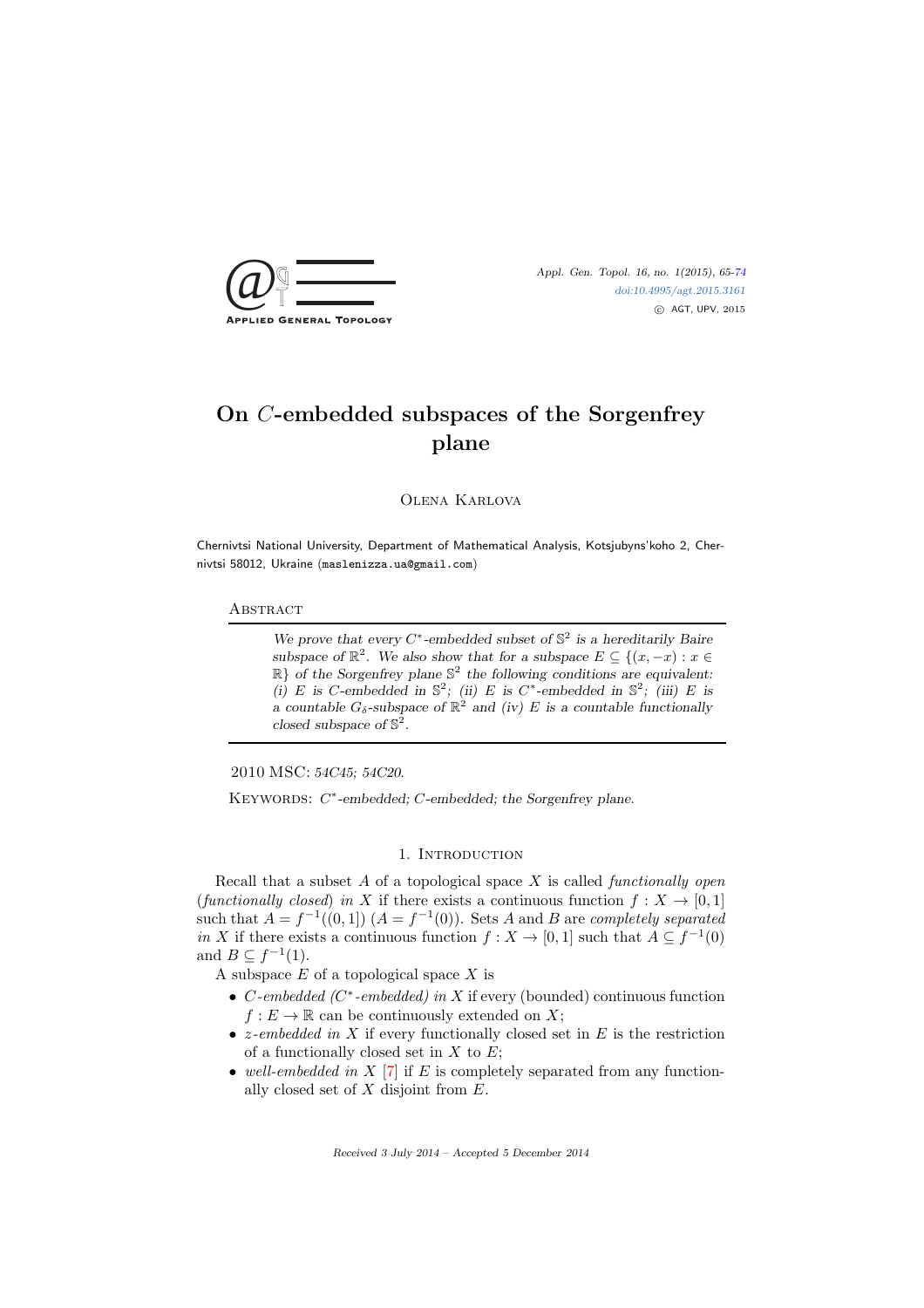# On $C$-embedded subspaces of the Sorgenfrey plane

Olena Karlova

Chernivtsi National University, Department of Mathematical Analysis, Kotsjubyns'koho 2, Chernivtsi 58012, Ukraine (maslenizza.ua@gmail.com)

## Abstract

*We prove that every $C^*$-embedded subset of $\mathbb{S}^2$ is a hereditarily Baire subspace of $\mathbb{R}^2$. We also show that for a subspace $E \subseteq \{(x, -x) : x \in \mathbb{R}\}$ of the Sorgenfrey plane $\mathbb{S}^2$ the following conditions are equivalent: (i) $E$ is $C$-embedded in $\mathbb{S}^2$; (ii) $E$ is $C^*$-embedded in $\mathbb{S}^2$; (iii) $E$ is a countable $G_\delta$-subspace of $\mathbb{R}^2$ and (iv) $E$ is a countable functionally closed subspace of $\mathbb{S}^2$.*

2010 MSC: *54C45; 54C20.*

Keywords: *$C^*$-embedded; $C$-embedded; the Sorgenfrey plane.*

## 1. Introduction

Recall that a subset $A$ of a topological space $X$ is called *functionally open* (*functionally closed*) *in* $X$ if there exists a continuous function $f : X \to [0, 1]$ such that $A = f^{-1}((0, 1])$ ($A = f^{-1}(0)$). Sets $A$ and $B$ are *completely separated in* $X$ if there exists a continuous function $f : X \to [0, 1]$ such that $A \subseteq f^{-1}(0)$ and $B \subseteq f^{-1}(1)$.

A subspace $E$ of a topological space $X$ is

- *$C$-embedded ($C^*$-embedded) in* $X$ if every (bounded) continuous function $f : E \to \mathbb{R}$ can be continuously extended on $X$;
- *$z$-embedded in* $X$ if every functionally closed set in $E$ is the restriction of a functionally closed set in $X$ to $E$;
- *well-embedded in* $X$ [7] if $E$ is completely separated from any functionally closed set of $X$ disjoint from $E$.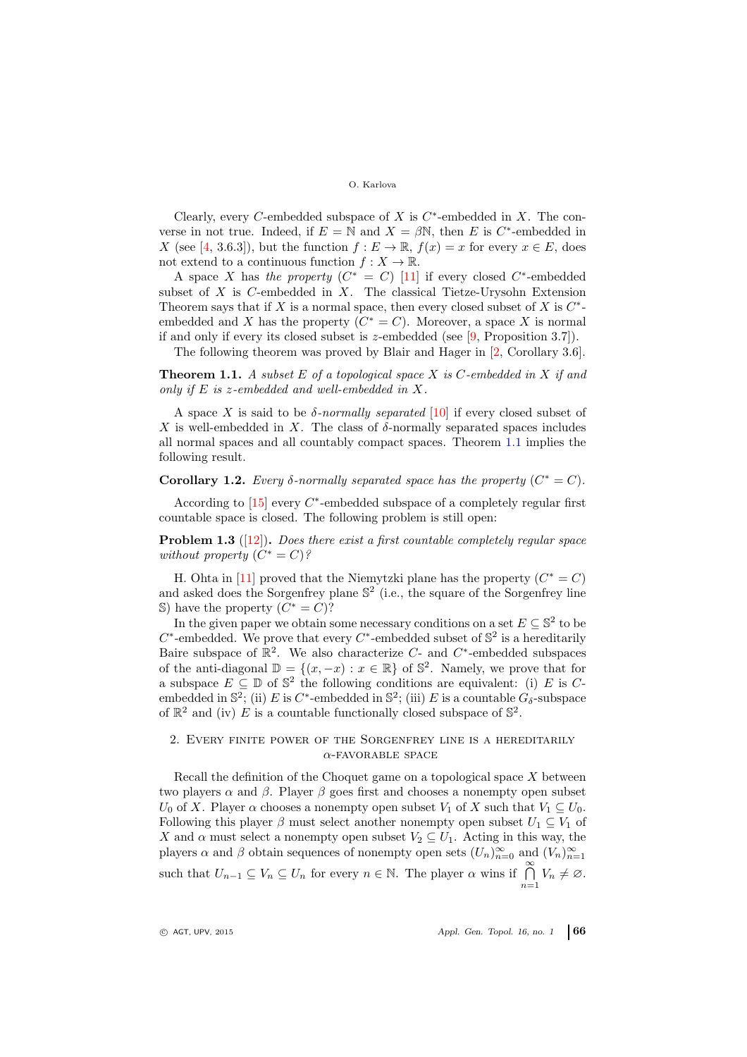Clearly, every $C$-embedded subspace of $X$ is $C^*$-embedded in $X$. The converse in not true. Indeed, if $E = \mathbb{N}$ and $X = \beta\mathbb{N}$, then $E$ is $C^*$-embedded in $X$ (see [4, 3.6.3]), but the function $f : E \to \mathbb{R}$, $f(x) = x$ for every $x \in E$, does not extend to a continuous function $f : X \to \mathbb{R}$.

A space $X$ has *the property* $(C^* = C)$ [11] if every closed $C^*$-embedded subset of $X$ is $C$-embedded in $X$. The classical Tietze-Urysohn Extension Theorem says that if $X$ is a normal space, then every closed subset of $X$ is $C^*$-embedded and $X$ has the property $(C^* = C)$. Moreover, a space $X$ is normal if and only if every its closed subset is $z$-embedded (see [9, Proposition 3.7]).

The following theorem was proved by Blair and Hager in [2, Corollary 3.6].

**Theorem 1.1.** *A subset $E$ of a topological space $X$ is $C$-embedded in $X$ if and only if $E$ is $z$-embedded and well-embedded in $X$.*

A space $X$ is said to be *$\delta$-normally separated* [10] if every closed subset of $X$ is well-embedded in $X$. The class of $\delta$-normally separated spaces includes all normal spaces and all countably compact spaces. Theorem 1.1 implies the following result.

**Corollary 1.2.** *Every $\delta$-normally separated space has the property $(C^* = C)$.*

According to [15] every $C^*$-embedded subspace of a completely regular first countable space is closed. The following problem is still open:

**Problem 1.3** ([12])**.** *Does there exist a first countable completely regular space without property $(C^* = C)$?*

H. Ohta in [11] proved that the Niemytzki plane has the property $(C^* = C)$ and asked does the Sorgenfrey plane $\mathbb{S}^2$ (i.e., the square of the Sorgenfrey line $\mathbb{S}$) have the property $(C^* = C)$?

In the given paper we obtain some necessary conditions on a set $E \subseteq \mathbb{S}^2$ to be $C^*$-embedded. We prove that every $C^*$-embedded subset of $\mathbb{S}^2$ is a hereditarily Baire subspace of $\mathbb{R}^2$. We also characterize $C$- and $C^*$-embedded subspaces of the anti-diagonal $\mathbb{D} = \{(x, -x) : x \in \mathbb{R}\}$ of $\mathbb{S}^2$. Namely, we prove that for a subspace $E \subseteq \mathbb{D}$ of $\mathbb{S}^2$ the following conditions are equivalent: (i) $E$ is $C$-embedded in $\mathbb{S}^2$; (ii) $E$ is $C^*$-embedded in $\mathbb{S}^2$; (iii) $E$ is a countable $G_\delta$-subspace of $\mathbb{R}^2$ and (iv) $E$ is a countable functionally closed subspace of $\mathbb{S}^2$.

## 2. Every finite power of the Sorgenfrey line is a hereditarily $\alpha$-favorable space

Recall the definition of the Choquet game on a topological space $X$ between two players $\alpha$ and $\beta$. Player $\beta$ goes first and chooses a nonempty open subset $U_0$ of $X$. Player $\alpha$ chooses a nonempty open subset $V_1$ of $X$ such that $V_1 \subseteq U_0$. Following this player $\beta$ must select another nonempty open subset $U_1 \subseteq V_1$ of $X$ and $\alpha$ must select a nonempty open subset $V_2 \subseteq U_1$. Acting in this way, the players $\alpha$ and $\beta$ obtain sequences of nonempty open sets $(U_n)_{n=0}^\infty$ and $(V_n)_{n=1}^\infty$ such that $U_{n-1} \subseteq V_n \subseteq U_n$ for every $n \in \mathbb{N}$. The player $\alpha$ wins if $\bigcap\limits_{n=1}^{\infty} V_n \neq \varnothing$.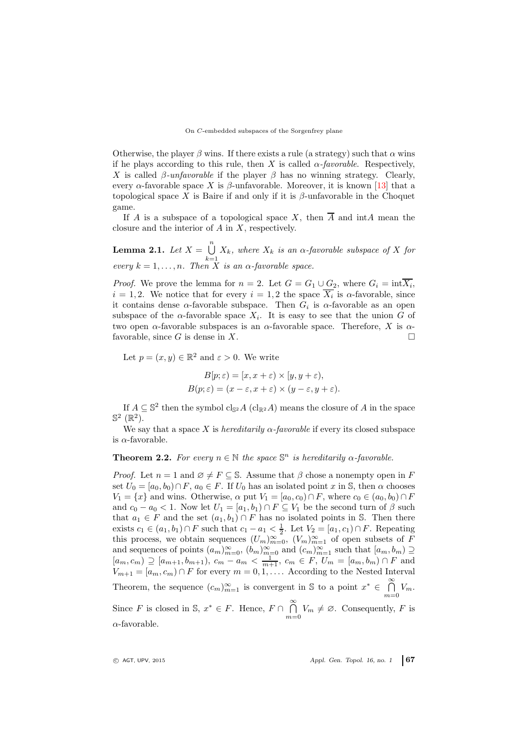Otherwise, the player $\beta$ wins. If there exists a rule (a strategy) such that $\alpha$ wins if he plays according to this rule, then $X$ is called *$\alpha$-favorable*. Respectively, $X$ is called *$\beta$-unfavorable* if the player $\beta$ has no winning strategy. Clearly, every $\alpha$-favorable space $X$ is $\beta$-unfavorable. Moreover, it is known [13] that a topological space $X$ is Baire if and only if it is $\beta$-unfavorable in the Choquet game.

If $A$ is a subspace of a topological space $X$, then $\overline{A}$ and $\text{int}A$ mean the closure and the interior of $A$ in $X$, respectively.

**Lemma 2.1.** *Let $X = \bigcup\limits_{k=1}^{n} X_k$, where $X_k$ is an $\alpha$-favorable subspace of $X$ for every $k = 1, \ldots, n$. Then $X$ is an $\alpha$-favorable space.*

*Proof.* We prove the lemma for $n = 2$. Let $G = G_1 \cup G_2$, where $G_i = \text{int}\overline{X_i}$, $i = 1, 2$. We notice that for every $i = 1, 2$ the space $\overline{X_i}$ is $\alpha$-favorable, since it contains dense $\alpha$-favorable subspace. Then $G_i$ is $\alpha$-favorable as an open subspace of the $\alpha$-favorable space $X_i$. It is easy to see that the union $G$ of two open $\alpha$-favorable subspaces is an $\alpha$-favorable space. Therefore, $X$ is $\alpha$-favorable, since $G$ is dense in $X$. □

Let $p = (x, y) \in \mathbb{R}^2$ and $\varepsilon > 0$. We write

$$B[p; \varepsilon) = [x, x + \varepsilon) \times [y, y + \varepsilon),$$
$$B(p; \varepsilon) = (x - \varepsilon, x + \varepsilon) \times (y - \varepsilon, y + \varepsilon).$$

If $A \subseteq \mathbb{S}^2$ then the symbol $\text{cl}_{\mathbb{S}^2} A$ ($\text{cl}_{\mathbb{R}^2} A$) means the closure of $A$ in the space $\mathbb{S}^2$ ($\mathbb{R}^2$).

We say that a space $X$ is *hereditarily $\alpha$-favorable* if every its closed subspace is $\alpha$-favorable.

**Theorem 2.2.** *For every $n \in \mathbb{N}$ the space $\mathbb{S}^n$ is hereditarily $\alpha$-favorable.*

*Proof.* Let $n = 1$ and $\varnothing \neq F \subseteq \mathbb{S}$. Assume that $\beta$ chose a nonempty open in $F$ set $U_0 = [a_0, b_0) \cap F$, $a_0 \in F$. If $U_0$ has an isolated point $x$ in $\mathbb{S}$, then $\alpha$ chooses $V_1 = \{x\}$ and wins. Otherwise, $\alpha$ put $V_1 = [a_0, c_0) \cap F$, where $c_0 \in (a_0, b_0) \cap F$ and $c_0 - a_0 < 1$. Now let $U_1 = [a_1, b_1) \cap F \subseteq V_1$ be the second turn of $\beta$ such that $a_1 \in F$ and the set $(a_1, b_1) \cap F$ has no isolated points in $\mathbb{S}$. Then there exists $c_1 \in (a_1, b_1) \cap F$ such that $c_1 - a_1 < \frac{1}{2}$. Let $V_2 = [a_1, c_1) \cap F$. Repeating this process, we obtain sequences $(U_m)_{m=0}^{\infty}$, $(V_m)_{m=1}^{\infty}$ of open subsets of $F$ and sequences of points $(a_m)_{m=0}^{\infty}$, $(b_m)_{m=0}^{\infty}$ and $(c_m)_{m=1}^{\infty}$ such that $[a_m, b_m) \supseteq [a_m, c_m) \supseteq [a_{m+1}, b_{m+1})$, $c_m - a_m < \frac{1}{m+1}$, $c_m \in F$, $U_m = [a_m, b_m) \cap F$ and $V_{m+1} = [a_m, c_m) \cap F$ for every $m = 0, 1, \ldots$. According to the Nested Interval Theorem, the sequence $(c_m)_{m=1}^{\infty}$ is convergent in $\mathbb{S}$ to a point $x^* \in \bigcap\limits_{m=0}^{\infty} V_m$. Since $F$ is closed in $\mathbb{S}$, $x^* \in F$. Hence, $F \cap \bigcap\limits_{m=0}^{\infty} V_m \neq \varnothing$. Consequently, $F$ is $\alpha$-favorable.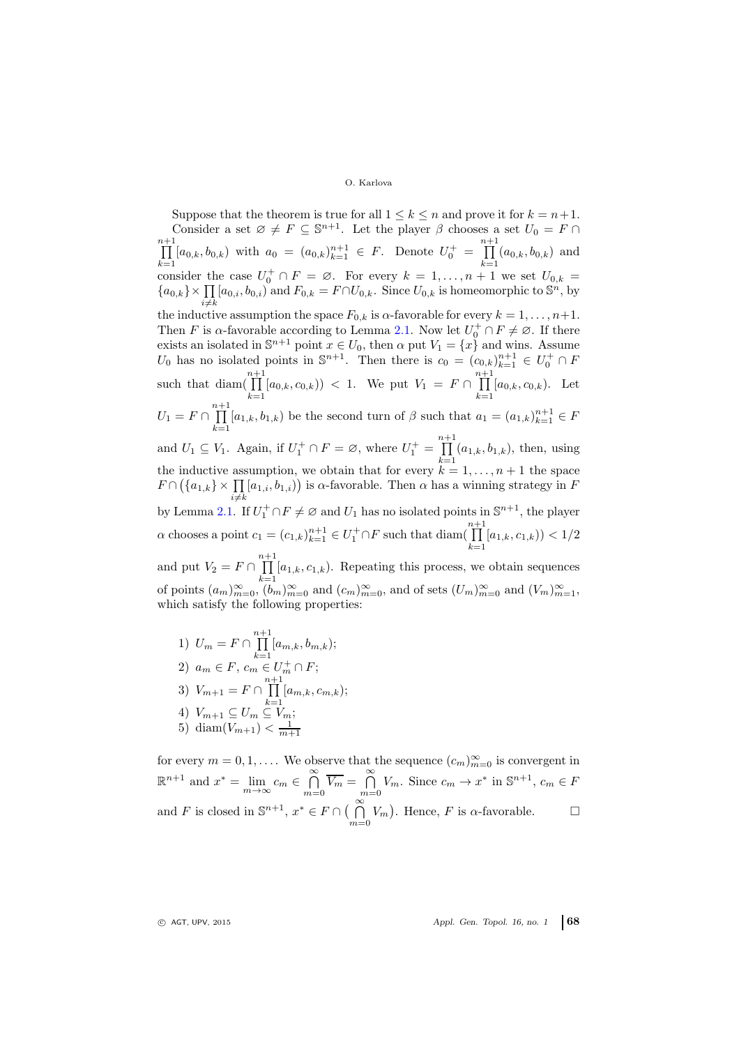Suppose that the theorem is true for all $1 \le k \le n$ and prove it for $k = n+1$.

Consider a set $\varnothing \ne F \subseteq \mathbb{S}^{n+1}$. Let the player $\beta$ chooses a set $U_0 = F \cap \prod\limits_{k=1}^{n+1}[a_{0,k}, b_{0,k})$ with $a_0 = (a_{0,k})_{k=1}^{n+1} \in F$. Denote $U_0^+ = \prod\limits_{k=1}^{n+1}(a_{0,k}, b_{0,k})$ and consider the case $U_0^+ \cap F = \varnothing$. For every $k = 1, \dots, n+1$ we set $U_{0,k} = \{a_{0,k}\} \times \prod\limits_{i \ne k}[a_{0,i}, b_{0,i})$ and $F_{0,k} = F \cap U_{0,k}$. Since $U_{0,k}$ is homeomorphic to $\mathbb{S}^n$, by the inductive assumption the space $F_{0,k}$ is $\alpha$-favorable for every $k = 1, \dots, n+1$. Then $F$ is $\alpha$-favorable according to Lemma 2.1. Now let $U_0^+ \cap F \ne \varnothing$. If there exists an isolated in $\mathbb{S}^{n+1}$ point $x \in U_0$, then $\alpha$ put $V_1 = \{x\}$ and wins. Assume $U_0$ has no isolated points in $\mathbb{S}^{n+1}$. Then there is $c_0 = (c_{0,k})_{k=1}^{n+1} \in U_0^+ \cap F$ such that $\operatorname{diam}(\prod\limits_{k=1}^{n+1}[a_{0,k}, c_{0,k})) < 1$. We put $V_1 = F \cap \prod\limits_{k=1}^{n+1}[a_{0,k}, c_{0,k})$. Let $U_1 = F \cap \prod\limits_{k=1}^{n+1}[a_{1,k}, b_{1,k})$ be the second turn of $\beta$ such that $a_1 = (a_{1,k})_{k=1}^{n+1} \in F$ and $U_1 \subseteq V_1$. Again, if $U_1^+ \cap F = \varnothing$, where $U_1^+ = \prod\limits_{k=1}^{n+1}(a_{1,k}, b_{1,k})$, then, using the inductive assumption, we obtain that for every $k = 1, \dots, n+1$ the space $F \cap \big(\{a_{1,k}\} \times \prod\limits_{i \ne k}[a_{1,i}, b_{1,i})\big)$ is $\alpha$-favorable. Then $\alpha$ has a winning strategy in $F$ by Lemma 2.1. If $U_1^+ \cap F \ne \varnothing$ and $U_1$ has no isolated points in $\mathbb{S}^{n+1}$, the player $\alpha$ chooses a point $c_1 = (c_{1,k})_{k=1}^{n+1} \in U_1^+ \cap F$ such that $\operatorname{diam}(\prod\limits_{k=1}^{n+1}[a_{1,k}, c_{1,k})) < 1/2$ and put $V_2 = F \cap \prod\limits_{k=1}^{n+1}[a_{1,k}, c_{1,k})$. Repeating this process, we obtain sequences of points $(a_m)_{m=0}^\infty$, $(b_m)_{m=0}^\infty$ and $(c_m)_{m=0}^\infty$, and of sets $(U_m)_{m=0}^\infty$ and $(V_m)_{m=1}^\infty$, which satisfy the following properties:

1) $U_m = F \cap \prod\limits_{k=1}^{n+1}[a_{m,k}, b_{m,k})$;
2) $a_m \in F$, $c_m \in U_m^+ \cap F$;
3) $V_{m+1} = F \cap \prod\limits_{k=1}^{n+1}[a_{m,k}, c_{m,k})$;
4) $V_{m+1} \subseteq U_m \subseteq V_m$;
5) $\operatorname{diam}(V_{m+1}) < \frac{1}{m+1}$

for every $m = 0, 1, \dots$. We observe that the sequence $(c_m)_{m=0}^\infty$ is convergent in $\mathbb{R}^{n+1}$ and $x^* = \lim\limits_{m\to\infty} c_m \in \bigcap\limits_{m=0}^\infty \overline{V_m} = \bigcap\limits_{m=0}^\infty V_m$. Since $c_m \to x^*$ in $\mathbb{S}^{n+1}$, $c_m \in F$ and $F$ is closed in $\mathbb{S}^{n+1}$, $x^* \in F \cap \big(\bigcap\limits_{m=0}^\infty V_m\big)$. Hence, $F$ is $\alpha$-favorable. $\square$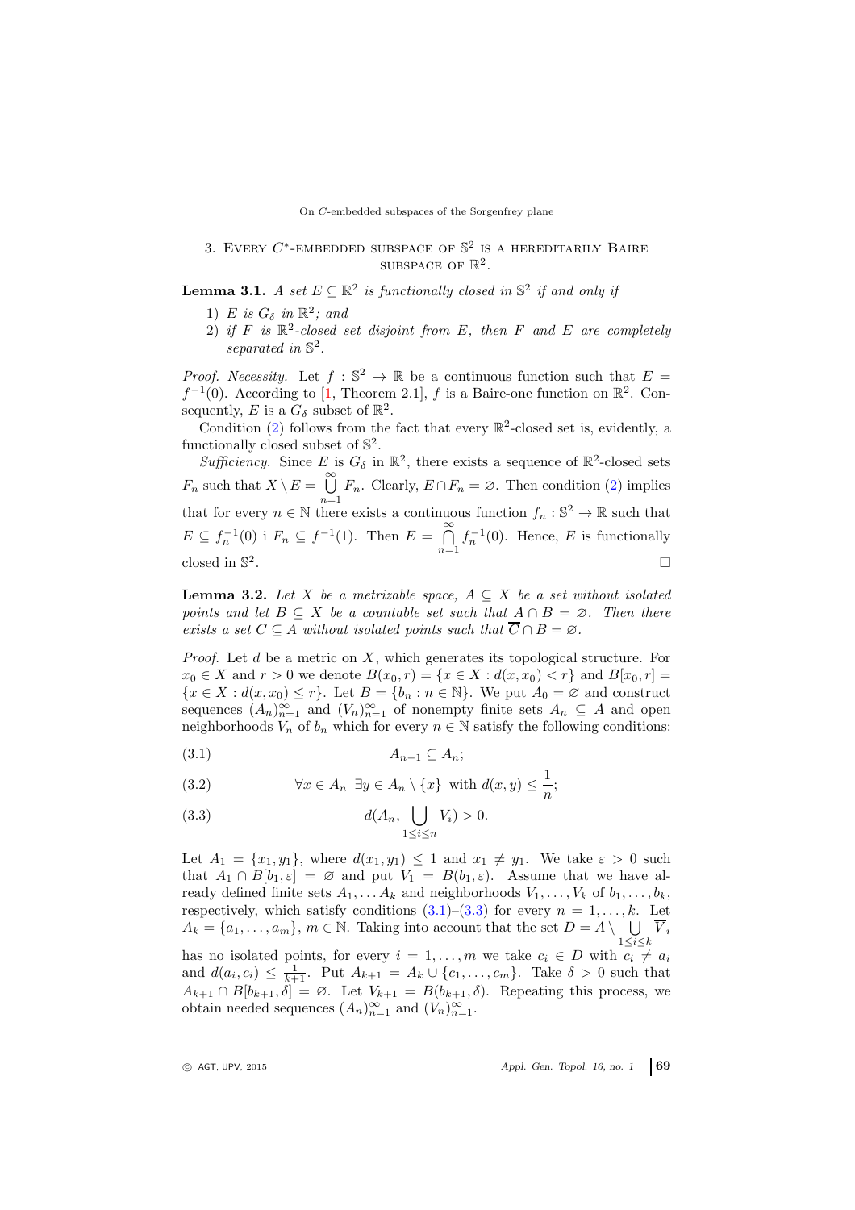## 3. Every $C^*$-embedded subspace of $\mathbb{S}^2$ is a hereditarily Baire subspace of $\mathbb{R}^2$.

**Lemma 3.1.** *A set $E \subseteq \mathbb{R}^2$ is functionally closed in $\mathbb{S}^2$ if and only if*

1) *$E$ is $G_\delta$ in $\mathbb{R}^2$; and*
2) *if $F$ is $\mathbb{R}^2$-closed set disjoint from $E$, then $F$ and $E$ are completely separated in $\mathbb{S}^2$.*

*Proof. Necessity.* Let $f : \mathbb{S}^2 \to \mathbb{R}$ be a continuous function such that $E = f^{-1}(0)$. According to [1, Theorem 2.1], $f$ is a Baire-one function on $\mathbb{R}^2$. Consequently, $E$ is a $G_\delta$ subset of $\mathbb{R}^2$.

Condition (2) follows from the fact that every $\mathbb{R}^2$-closed set is, evidently, a functionally closed subset of $\mathbb{S}^2$.

*Sufficiency.* Since $E$ is $G_\delta$ in $\mathbb{R}^2$, there exists a sequence of $\mathbb{R}^2$-closed sets $F_n$ such that $X \setminus E = \bigcup\limits_{n=1}^{\infty} F_n$. Clearly, $E \cap F_n = \varnothing$. Then condition (2) implies that for every $n \in \mathbb{N}$ there exists a continuous function $f_n : \mathbb{S}^2 \to \mathbb{R}$ such that $E \subseteq f_n^{-1}(0)$ i $F_n \subseteq f^{-1}(1)$. Then $E = \bigcap\limits_{n=1}^{\infty} f_n^{-1}(0)$. Hence, $E$ is functionally closed in $\mathbb{S}^2$. $\square$

**Lemma 3.2.** *Let $X$ be a metrizable space, $A \subseteq X$ be a set without isolated points and let $B \subseteq X$ be a countable set such that $A \cap B = \varnothing$. Then there exists a set $C \subseteq A$ without isolated points such that $\overline{C} \cap B = \varnothing$.*

*Proof.* Let $d$ be a metric on $X$, which generates its topological structure. For $x_0 \in X$ and $r > 0$ we denote $B(x_0, r) = \{x \in X : d(x, x_0) < r\}$ and $B[x_0, r] = \{x \in X : d(x, x_0) \leq r\}$. Let $B = \{b_n : n \in \mathbb{N}\}$. We put $A_0 = \varnothing$ and construct sequences $(A_n)_{n=1}^\infty$ and $(V_n)_{n=1}^\infty$ of nonempty finite sets $A_n \subseteq A$ and open neighborhoods $V_n$ of $b_n$ which for every $n \in \mathbb{N}$ satisfy the following conditions:

$$A_{n-1} \subseteq A_n; \tag{3.1}$$

$$\forall x \in A_n \ \exists y \in A_n \setminus \{x\} \text{ with } d(x, y) \leq \frac{1}{n}; \tag{3.2}$$

$$d(A_n, \bigcup_{1 \leq i \leq n} V_i) > 0. \tag{3.3}$$

Let $A_1 = \{x_1, y_1\}$, where $d(x_1, y_1) \leq 1$ and $x_1 \neq y_1$. We take $\varepsilon > 0$ such that $A_1 \cap B[b_1, \varepsilon] = \varnothing$ and put $V_1 = B(b_1, \varepsilon)$. Assume that we have already defined finite sets $A_1, \dots A_k$ and neighborhoods $V_1, \dots, V_k$ of $b_1, \dots, b_k$, respectively, which satisfy conditions (3.1)–(3.3) for every $n = 1, \dots, k$. Let $A_k = \{a_1, \dots, a_m\}$, $m \in \mathbb{N}$. Taking into account that the set $D = A \setminus \bigcup\limits_{1 \leq i \leq k} \overline{V}_i$ has no isolated points, for every $i = 1, \dots, m$ we take $c_i \in D$ with $c_i \neq a_i$ and $d(a_i, c_i) \leq \frac{1}{k+1}$. Put $A_{k+1} = A_k \cup \{c_1, \dots, c_m\}$. Take $\delta > 0$ such that $A_{k+1} \cap B[b_{k+1}, \delta] = \varnothing$. Let $V_{k+1} = B(b_{k+1}, \delta)$. Repeating this process, we obtain needed sequences $(A_n)_{n=1}^\infty$ and $(V_n)_{n=1}^\infty$.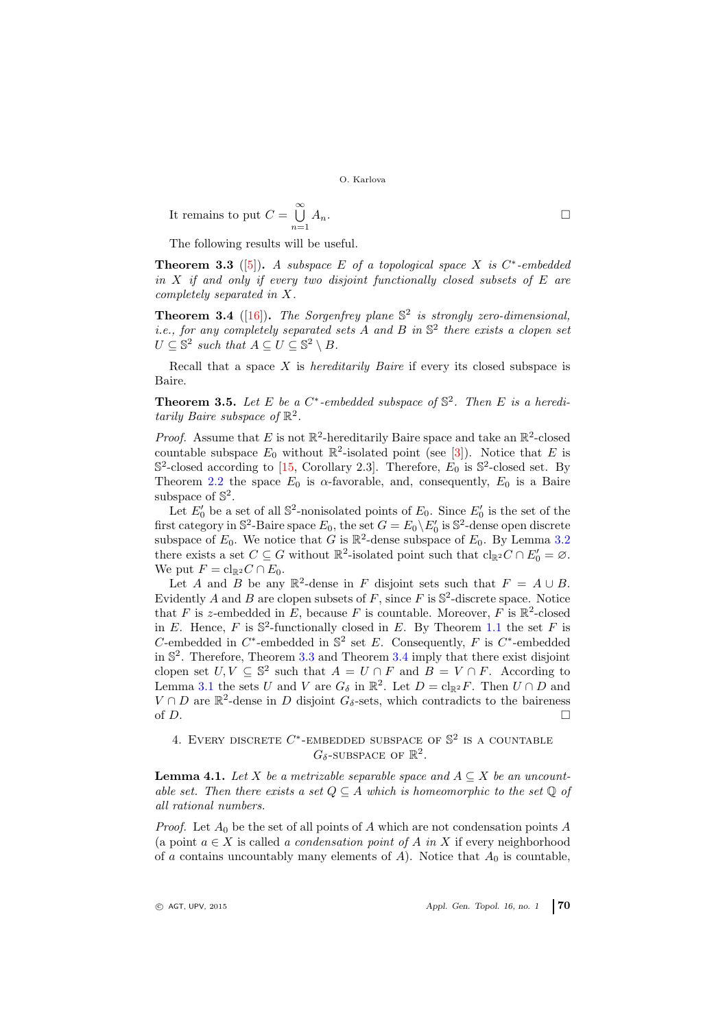It remains to put $C = \bigcup\limits_{n=1}^{\infty} A_n$. $\square$

The following results will be useful.

**Theorem 3.3** ([5]). *A subspace $E$ of a topological space $X$ is $C^*$-embedded in $X$ if and only if every two disjoint functionally closed subsets of $E$ are completely separated in $X$.*

**Theorem 3.4** ([16]). *The Sorgenfrey plane $\mathbb{S}^2$ is strongly zero-dimensional, i.e., for any completely separated sets $A$ and $B$ in $\mathbb{S}^2$ there exists a clopen set $U \subseteq \mathbb{S}^2$ such that $A \subseteq U \subseteq \mathbb{S}^2 \setminus B$.*

Recall that a space $X$ is *hereditarily Baire* if every its closed subspace is Baire.

**Theorem 3.5.** *Let $E$ be a $C^*$-embedded subspace of $\mathbb{S}^2$. Then $E$ is a hereditarily Baire subspace of $\mathbb{R}^2$.*

*Proof.* Assume that $E$ is not $\mathbb{R}^2$-hereditarily Baire space and take an $\mathbb{R}^2$-closed countable subspace $E_0$ without $\mathbb{R}^2$-isolated point (see [3]). Notice that $E$ is $\mathbb{S}^2$-closed according to [15, Corollary 2.3]. Therefore, $E_0$ is $\mathbb{S}^2$-closed set. By Theorem 2.2 the space $E_0$ is $\alpha$-favorable, and, consequently, $E_0$ is a Baire subspace of $\mathbb{S}^2$.

Let $E_0'$ be a set of all $\mathbb{S}^2$-nonisolated points of $E_0$. Since $E_0'$ is the set of the first category in $\mathbb{S}^2$-Baire space $E_0$, the set $G = E_0 \setminus E_0'$ is $\mathbb{S}^2$-dense open discrete subspace of $E_0$. We notice that $G$ is $\mathbb{R}^2$-dense subspace of $E_0$. By Lemma 3.2 there exists a set $C \subseteq G$ without $\mathbb{R}^2$-isolated point such that $\mathrm{cl}_{\mathbb{R}^2} C \cap E_0' = \varnothing$. We put $F = \mathrm{cl}_{\mathbb{R}^2} C \cap E_0$.

Let $A$ and $B$ be any $\mathbb{R}^2$-dense in $F$ disjoint sets such that $F = A \cup B$. Evidently $A$ and $B$ are clopen subsets of $F$, since $F$ is $\mathbb{S}^2$-discrete space. Notice that $F$ is $z$-embedded in $E$, because $F$ is countable. Moreover, $F$ is $\mathbb{R}^2$-closed in $E$. Hence, $F$ is $\mathbb{S}^2$-functionally closed in $E$. By Theorem 1.1 the set $F$ is $C$-embedded in $C^*$-embedded in $\mathbb{S}^2$ set $E$. Consequently, $F$ is $C^*$-embedded in $\mathbb{S}^2$. Therefore, Theorem 3.3 and Theorem 3.4 imply that there exist disjoint clopen set $U, V \subseteq \mathbb{S}^2$ such that $A = U \cap F$ and $B = V \cap F$. According to Lemma 3.1 the sets $U$ and $V$ are $G_\delta$ in $\mathbb{R}^2$. Let $D = \mathrm{cl}_{\mathbb{R}^2} F$. Then $U \cap D$ and $V \cap D$ are $\mathbb{R}^2$-dense in $D$ disjoint $G_\delta$-sets, which contradicts to the baireness of $D$. $\square$

## 4. Every discrete $C^*$-embedded subspace of $\mathbb{S}^2$ is a countable $G_\delta$-subspace of $\mathbb{R}^2$.

**Lemma 4.1.** *Let $X$ be a metrizable separable space and $A \subseteq X$ be an uncountable set. Then there exists a set $Q \subseteq A$ which is homeomorphic to the set $\mathbb{Q}$ of all rational numbers.*

*Proof.* Let $A_0$ be the set of all points of $A$ which are not condensation points $A$ (a point $a \in X$ is called *a condensation point of $A$ in $X$* if every neighborhood of $a$ contains uncountably many elements of $A$). Notice that $A_0$ is countable,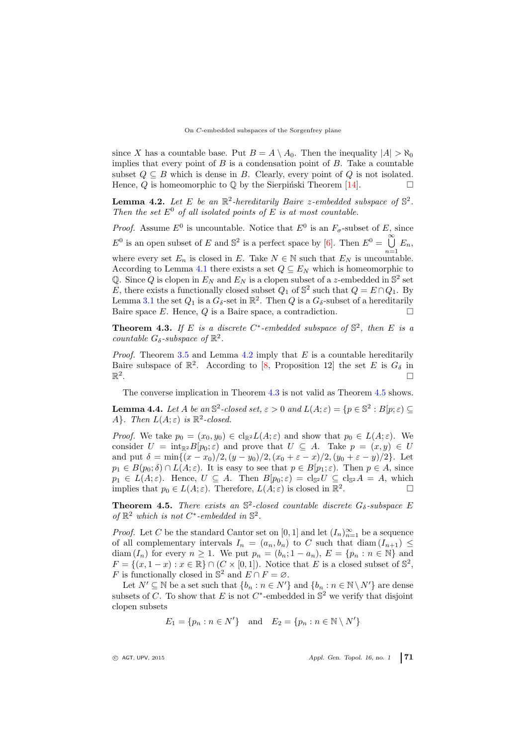since $X$ has a countable base. Put $B = A \setminus A_0$. Then the inequality $|A| > \aleph_0$ implies that every point of $B$ is a condensation point of $B$. Take a countable subset $Q \subseteq B$ which is dense in $B$. Clearly, every point of $Q$ is not isolated. Hence, $Q$ is homeomorphic to $\mathbb{Q}$ by the Sierpiński Theorem [14]. $\square$

**Lemma 4.2.** *Let $E$ be an $\mathbb{R}^2$-hereditarily Baire z-embedded subspace of $\mathbb{S}^2$. Then the set $E^0$ of all isolated points of $E$ is at most countable.*

*Proof.* Assume $E^0$ is uncountable. Notice that $E^0$ is an $F_\sigma$-subset of $E$, since $E^0$ is an open subset of $E$ and $\mathbb{S}^2$ is a perfect space by [6]. Then $E^0 = \bigcup\limits_{n=1}^{\infty} E_n$, where every set $E_n$ is closed in $E$. Take $N \in \mathbb{N}$ such that $E_N$ is uncountable. According to Lemma 4.1 there exists a set $Q \subseteq E_N$ which is homeomorphic to $\mathbb{Q}$. Since $Q$ is clopen in $E_N$ and $E_N$ is a clopen subset of a $z$-embedded in $\mathbb{S}^2$ set $E$, there exists a functionally closed subset $Q_1$ of $\mathbb{S}^2$ such that $Q = E \cap Q_1$. By Lemma 3.1 the set $Q_1$ is a $G_\delta$-set in $\mathbb{R}^2$. Then $Q$ is a $G_\delta$-subset of a hereditarily Baire space $E$. Hence, $Q$ is a Baire space, a contradiction. $\square$

**Theorem 4.3.** *If $E$ is a discrete $C^*$-embedded subspace of $\mathbb{S}^2$, then $E$ is a countable $G_\delta$-subspace of $\mathbb{R}^2$.*

*Proof.* Theorem 3.5 and Lemma 4.2 imply that $E$ is a countable hereditarily Baire subspace of $\mathbb{R}^2$. According to [8, Proposition 12] the set $E$ is $G_\delta$ in $\mathbb{R}^2$. $\square$

The converse implication in Theorem 4.3 is not valid as Theorem 4.5 shows.

**Lemma 4.4.** *Let $A$ be an $\mathbb{S}^2$-closed set, $\varepsilon > 0$ and $L(A;\varepsilon) = \{p \in \mathbb{S}^2 : B[p;\varepsilon) \subseteq A\}$. Then $L(A;\varepsilon)$ is $\mathbb{R}^2$-closed.*

*Proof.* We take $p_0 = (x_0, y_0) \in \mathrm{cl}_{\mathbb{R}^2} L(A;\varepsilon)$ and show that $p_0 \in L(A;\varepsilon)$. We consider $U = \mathrm{int}_{\mathbb{R}^2} B[p_0;\varepsilon)$ and prove that $U \subseteq A$. Take $p = (x, y) \in U$ and put $\delta = \min\{(x - x_0)/2, (y - y_0)/2, (x_0 + \varepsilon - x)/2, (y_0 + \varepsilon - y)/2\}$. Let $p_1 \in B(p_0;\delta) \cap L(A;\varepsilon)$. It is easy to see that $p \in B[p_1;\varepsilon)$. Then $p \in A$, since $p_1 \in L(A;\varepsilon)$. Hence, $U \subseteq A$. Then $B[p_0;\varepsilon) = \mathrm{cl}_{\mathbb{S}^2} U \subseteq \mathrm{cl}_{\mathbb{S}^2} A = A$, which implies that $p_0 \in L(A;\varepsilon)$. Therefore, $L(A;\varepsilon)$ is closed in $\mathbb{R}^2$. $\square$

**Theorem 4.5.** *There exists an $\mathbb{S}^2$-closed countable discrete $G_\delta$-subspace $E$ of $\mathbb{R}^2$ which is not $C^*$-embedded in $\mathbb{S}^2$.*

*Proof.* Let $C$ be the standard Cantor set on $[0, 1]$ and let $(I_n)_{n=1}^{\infty}$ be a sequence of all complementary intervals $I_n = (a_n, b_n)$ to $C$ such that $\mathrm{diam}\,(I_{n+1}) \leq \mathrm{diam}\,(I_n)$ for every $n \geq 1$. We put $p_n = (b_n; 1 - a_n)$, $E = \{p_n : n \in \mathbb{N}\}$ and $F = \{(x, 1 - x) : x \in \mathbb{R}\} \cap (C \times [0, 1])$. Notice that $E$ is a closed subset of $\mathbb{S}^2$, $F$ is functionally closed in $\mathbb{S}^2$ and $E \cap F = \varnothing$.

Let $N' \subseteq \mathbb{N}$ be a set such that $\{b_n : n \in N'\}$ and $\{b_n : n \in \mathbb{N} \setminus N'\}$ are dense subsets of $C$. To show that $E$ is not $C^*$-embedded in $\mathbb{S}^2$ we verify that disjoint clopen subsets

$$E_1 = \{p_n : n \in N'\} \quad \text{and} \quad E_2 = \{p_n : n \in \mathbb{N} \setminus N'\}$$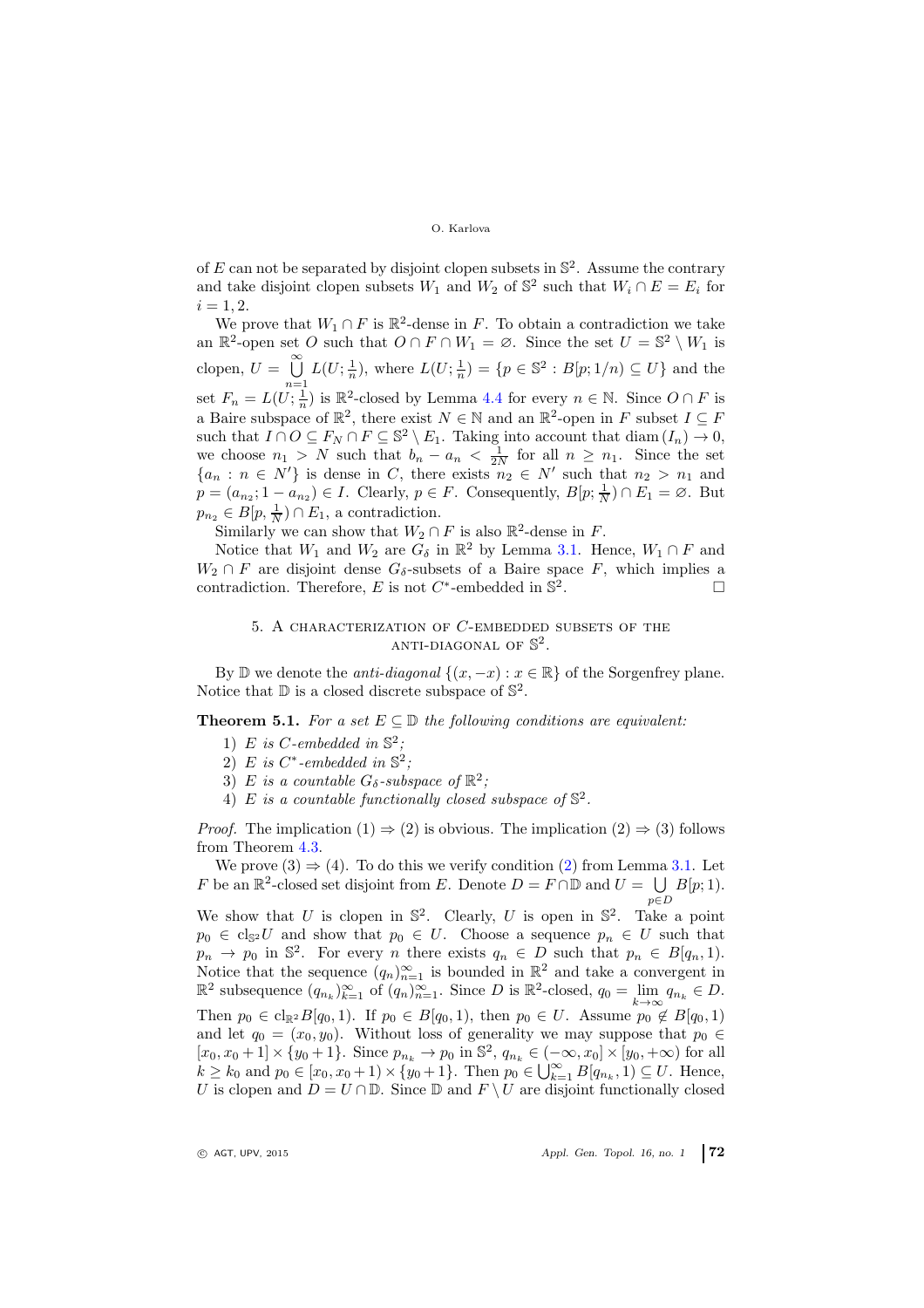of $E$ can not be separated by disjoint clopen subsets in $\mathbb{S}^2$. Assume the contrary and take disjoint clopen subsets $W_1$ and $W_2$ of $\mathbb{S}^2$ such that $W_i \cap E = E_i$ for $i = 1, 2$.

We prove that $W_1 \cap F$ is $\mathbb{R}^2$-dense in $F$. To obtain a contradiction we take an $\mathbb{R}^2$-open set $O$ such that $O \cap F \cap W_1 = \varnothing$. Since the set $U = \mathbb{S}^2 \setminus W_1$ is clopen, $U = \bigcup\limits_{n=1}^{\infty} L(U; \frac{1}{n})$, where $L(U; \frac{1}{n}) = \{p \in \mathbb{S}^2 : B[p; 1/n) \subseteq U\}$ and the set $F_n = L(U; \frac{1}{n})$ is $\mathbb{R}^2$-closed by Lemma 4.4 for every $n \in \mathbb{N}$. Since $O \cap F$ is a Baire subspace of $\mathbb{R}^2$, there exist $N \in \mathbb{N}$ and an $\mathbb{R}^2$-open in $F$ subset $I \subseteq F$ such that $I \cap O \subseteq F_N \cap F \subseteq \mathbb{S}^2 \setminus E_1$. Taking into account that $\operatorname{diam}(I_n) \to 0$, we choose $n_1 > N$ such that $b_n - a_n < \frac{1}{2N}$ for all $n \geq n_1$. Since the set $\{a_n : n \in N'\}$ is dense in $C$, there exists $n_2 \in N'$ such that $n_2 > n_1$ and $p = (a_{n_2}; 1 - a_{n_2}) \in I$. Clearly, $p \in F$. Consequently, $B[p; \frac{1}{N}) \cap E_1 = \varnothing$. But $p_{n_2} \in B[p, \frac{1}{N}) \cap E_1$, a contradiction.

Similarly we can show that $W_2 \cap F$ is also $\mathbb{R}^2$-dense in $F$.

Notice that $W_1$ and $W_2$ are $G_\delta$ in $\mathbb{R}^2$ by Lemma 3.1. Hence, $W_1 \cap F$ and $W_2 \cap F$ are disjoint dense $G_\delta$-subsets of a Baire space $F$, which implies a contradiction. Therefore, $E$ is not $C^*$-embedded in $\mathbb{S}^2$. $\square$

## 5. A characterization of $C$-embedded subsets of the anti-diagonal of $\mathbb{S}^2$.

By $\mathbb{D}$ we denote the *anti-diagonal* $\{(x, -x) : x \in \mathbb{R}\}$ of the Sorgenfrey plane. Notice that $\mathbb{D}$ is a closed discrete subspace of $\mathbb{S}^2$.

**Theorem 5.1.** *For a set $E \subseteq \mathbb{D}$ the following conditions are equivalent:*

1) *$E$ is $C$-embedded in $\mathbb{S}^2$;*
2) *$E$ is $C^*$-embedded in $\mathbb{S}^2$;*
3) *$E$ is a countable $G_\delta$-subspace of $\mathbb{R}^2$;*
4) *$E$ is a countable functionally closed subspace of $\mathbb{S}^2$.*

*Proof.* The implication $(1) \Rightarrow (2)$ is obvious. The implication $(2) \Rightarrow (3)$ follows from Theorem 4.3.

We prove $(3) \Rightarrow (4)$. To do this we verify condition (2) from Lemma 3.1. Let $F$ be an $\mathbb{R}^2$-closed set disjoint from $E$. Denote $D = F \cap \mathbb{D}$ and $U = \bigcup\limits_{p \in D} B[p; 1)$. We show that $U$ is clopen in $\mathbb{S}^2$. Clearly, $U$ is open in $\mathbb{S}^2$. Take a point $p_0 \in \operatorname{cl}_{\mathbb{S}^2} U$ and show that $p_0 \in U$. Choose a sequence $p_n \in U$ such that $p_n \to p_0$ in $\mathbb{S}^2$. For every $n$ there exists $q_n \in D$ such that $p_n \in B[q_n, 1)$. Notice that the sequence $(q_n)_{n=1}^{\infty}$ is bounded in $\mathbb{R}^2$ and take a convergent in $\mathbb{R}^2$ subsequence $(q_{n_k})_{k=1}^{\infty}$ of $(q_n)_{n=1}^{\infty}$. Since $D$ is $\mathbb{R}^2$-closed, $q_0 = \lim\limits_{k \to \infty} q_{n_k} \in D$. Then $p_0 \in \operatorname{cl}_{\mathbb{R}^2} B[q_0, 1)$. If $p_0 \in B[q_0, 1)$, then $p_0 \in U$. Assume $p_0 \notin B[q_0, 1)$ and let $q_0 = (x_0, y_0)$. Without loss of generality we may suppose that $p_0 \in [x_0, x_0 + 1] \times \{y_0 + 1\}$. Since $p_{n_k} \to p_0$ in $\mathbb{S}^2$, $q_{n_k} \in (-\infty, x_0] \times [y_0, +\infty)$ for all $k \geq k_0$ and $p_0 \in [x_0, x_0 + 1) \times \{y_0 + 1\}$. Then $p_0 \in \bigcup_{k=1}^{\infty} B[q_{n_k}, 1) \subseteq U$. Hence, $U$ is clopen and $D = U \cap \mathbb{D}$. Since $\mathbb{D}$ and $F \setminus U$ are disjoint functionally closed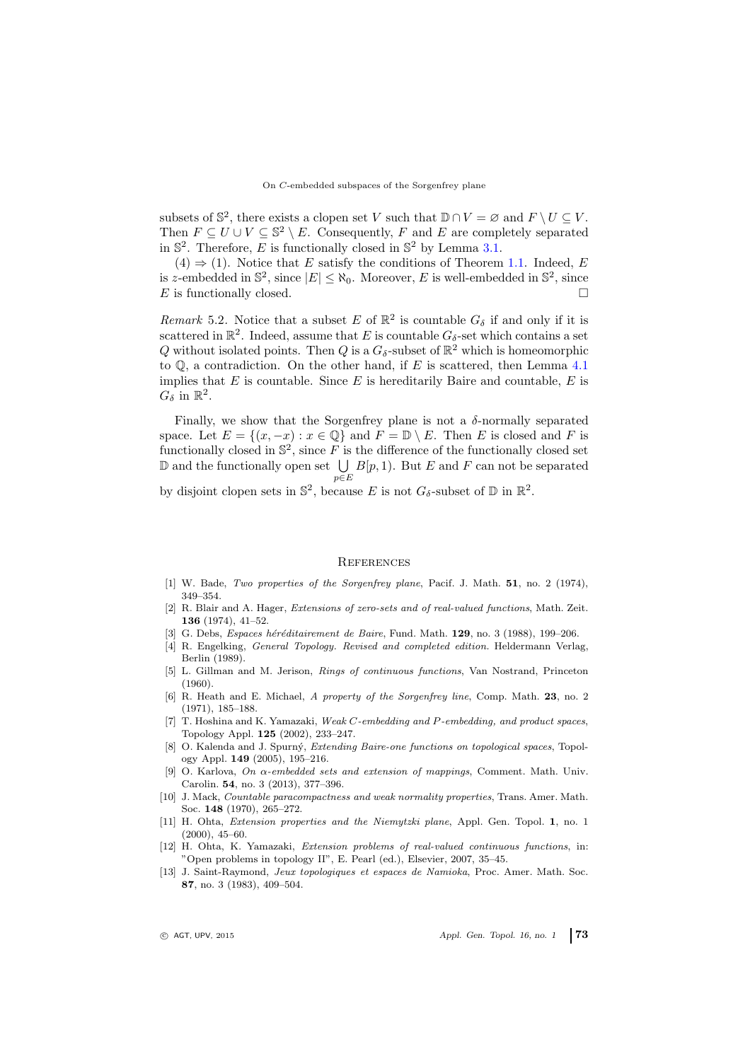subsets of $\mathbb{S}^2$, there exists a clopen set $V$ such that $\mathbb{D} \cap V = \varnothing$ and $F \setminus U \subseteq V$. Then $F \subseteq U \cup V \subseteq \mathbb{S}^2 \setminus E$. Consequently, $F$ and $E$ are completely separated in $\mathbb{S}^2$. Therefore, $E$ is functionally closed in $\mathbb{S}^2$ by Lemma 3.1.

(4) $\Rightarrow$ (1). Notice that $E$ satisfy the conditions of Theorem 1.1. Indeed, $E$ is $z$-embedded in $\mathbb{S}^2$, since $|E| \leq \aleph_0$. Moreover, $E$ is well-embedded in $\mathbb{S}^2$, since $E$ is functionally closed. □

*Remark* 5.2. Notice that a subset $E$ of $\mathbb{R}^2$ is countable $G_\delta$ if and only if it is scattered in $\mathbb{R}^2$. Indeed, assume that $E$ is countable $G_\delta$-set which contains a set $Q$ without isolated points. Then $Q$ is a $G_\delta$-subset of $\mathbb{R}^2$ which is homeomorphic to $\mathbb{Q}$, a contradiction. On the other hand, if $E$ is scattered, then Lemma 4.1 implies that $E$ is countable. Since $E$ is hereditarily Baire and countable, $E$ is $G_\delta$ in $\mathbb{R}^2$.

Finally, we show that the Sorgenfrey plane is not a $\delta$-normally separated space. Let $E = \{(x, -x) : x \in \mathbb{Q}\}$ and $F = \mathbb{D} \setminus E$. Then $E$ is closed and $F$ is functionally closed in $\mathbb{S}^2$, since $F$ is the difference of the functionally closed set $\mathbb{D}$ and the functionally open set $\bigcup_{p \in E} B[p, 1)$. But $E$ and $F$ can not be separated by disjoint clopen sets in $\mathbb{S}^2$, because $E$ is not $G_\delta$-subset of $\mathbb{D}$ in $\mathbb{R}^2$.

## References

[1] W. Bade, *Two properties of the Sorgenfrey plane*, Pacif. J. Math. **51**, no. 2 (1974), 349–354.

[2] R. Blair and A. Hager, *Extensions of zero-sets and of real-valued functions*, Math. Zeit. **136** (1974), 41–52.

[3] G. Debs, *Espaces héréditairement de Baire*, Fund. Math. **129**, no. 3 (1988), 199–206.

[4] R. Engelking, *General Topology. Revised and completed edition.* Heldermann Verlag, Berlin (1989).

[5] L. Gillman and M. Jerison, *Rings of continuous functions*, Van Nostrand, Princeton (1960).

[6] R. Heath and E. Michael, *A property of the Sorgenfrey line*, Comp. Math. **23**, no. 2 (1971), 185–188.

[7] T. Hoshina and K. Yamazaki, *Weak C-embedding and P-embedding, and product spaces*, Topology Appl. **125** (2002), 233–247.

[8] O. Kalenda and J. Spurný, *Extending Baire-one functions on topological spaces*, Topology Appl. **149** (2005), 195–216.

[9] O. Karlova, *On α-embedded sets and extension of mappings*, Comment. Math. Univ. Carolin. **54**, no. 3 (2013), 377–396.

[10] J. Mack, *Countable paracompactness and weak normality properties*, Trans. Amer. Math. Soc. **148** (1970), 265–272.

[11] H. Ohta, *Extension properties and the Niemytzki plane*, Appl. Gen. Topol. **1**, no. 1 (2000), 45–60.

[12] H. Ohta, K. Yamazaki, *Extension problems of real-valued continuous functions*, in: "Open problems in topology II", E. Pearl (ed.), Elsevier, 2007, 35–45.

[13] J. Saint-Raymond, *Jeux topologiques et espaces de Namioka*, Proc. Amer. Math. Soc. **87**, no. 3 (1983), 409–504.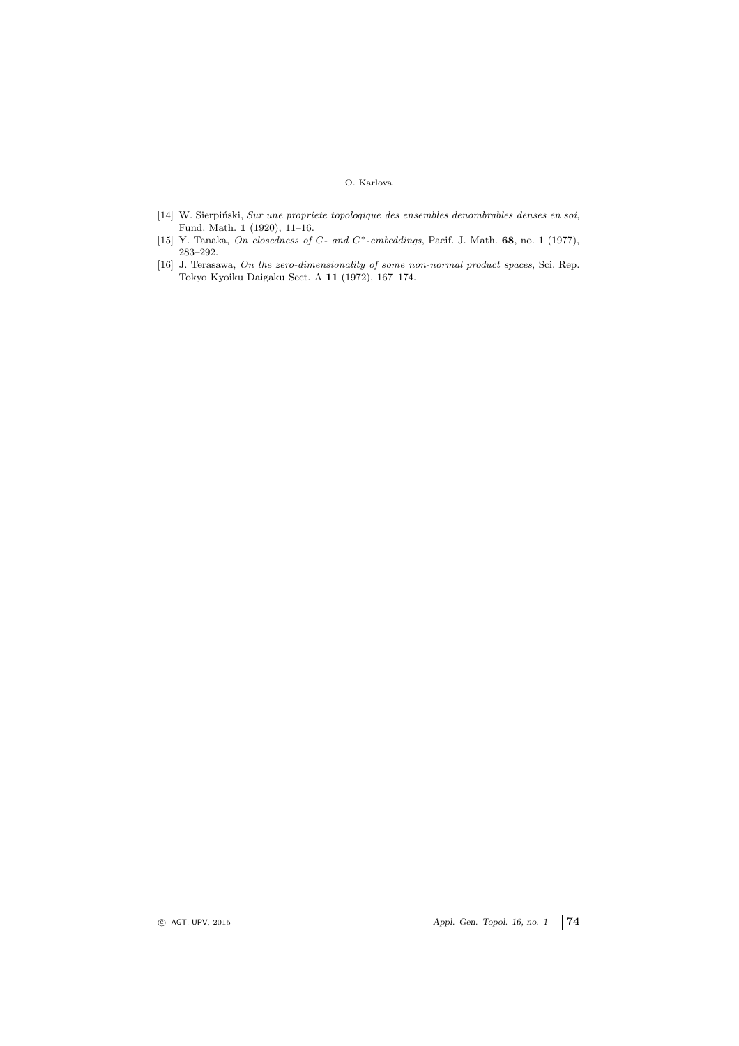[14] W. Sierpiński, *Sur une propriete topologique des ensembles denombrables denses en soi*, Fund. Math. **1** (1920), 11–16.

[15] Y. Tanaka, *On closedness of $C$- and $C^*$-embeddings*, Pacif. J. Math. **68**, no. 1 (1977), 283–292.

[16] J. Terasawa, *On the zero-dimensionality of some non-normal product spaces*, Sci. Rep. Tokyo Kyoiku Daigaku Sect. A **11** (1972), 167–174.